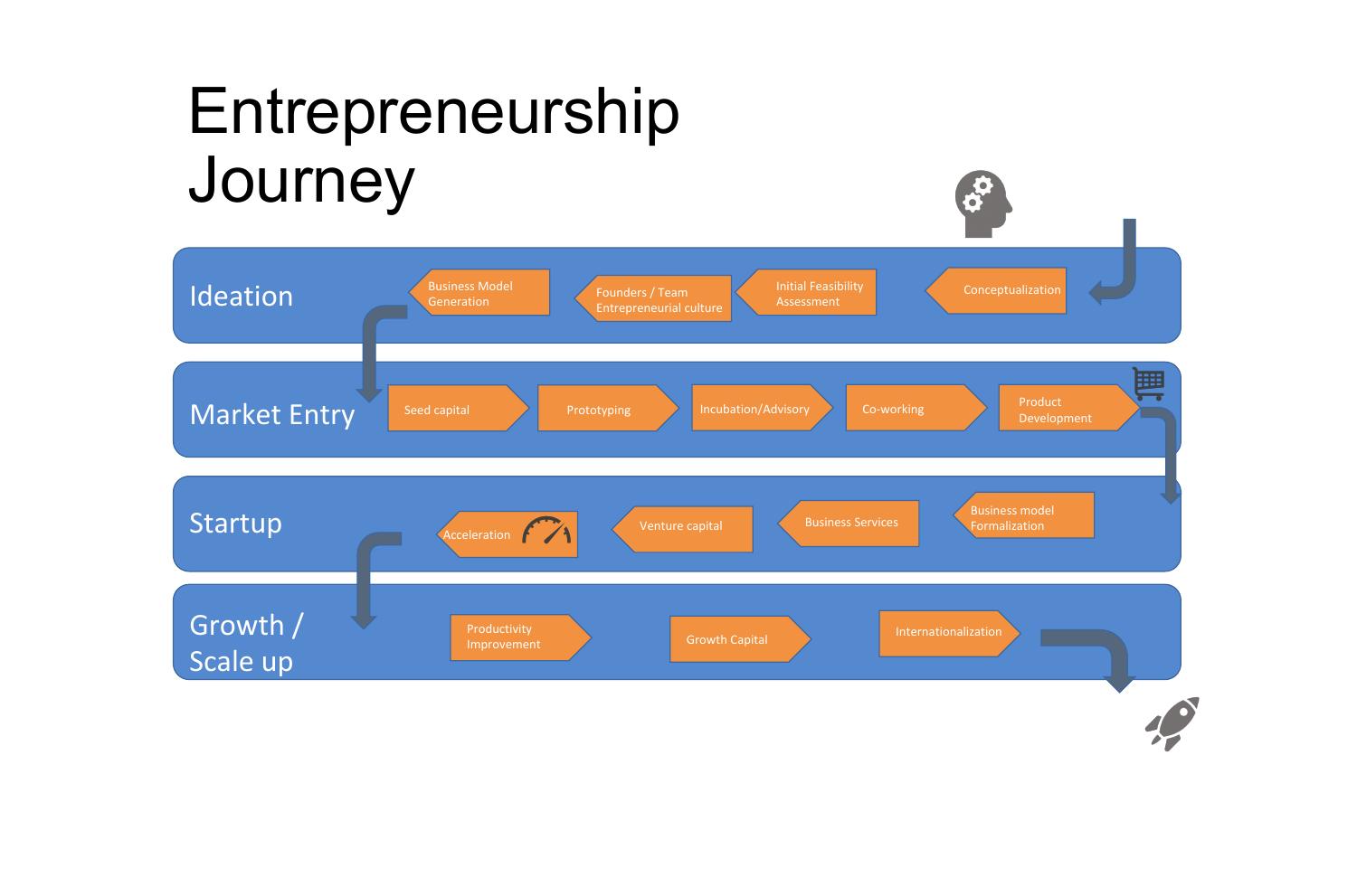# Entrepreneurship Journey

## Ideation

- Conceptualization
- Initial Feasibility Assessment
- Founders / Team Entrepreneurial culture
- Business Model Generation

## Market Entry

- Seed capital
- Prototyping
- Incubation/Advisory
- Co-working
- Product Development

## Startup

- Business model Formalization
- Business Services
- Venture capital
- Acceleration

## Growth / Scale up

- Productivity Improvement
- Growth Capital
- Internationalization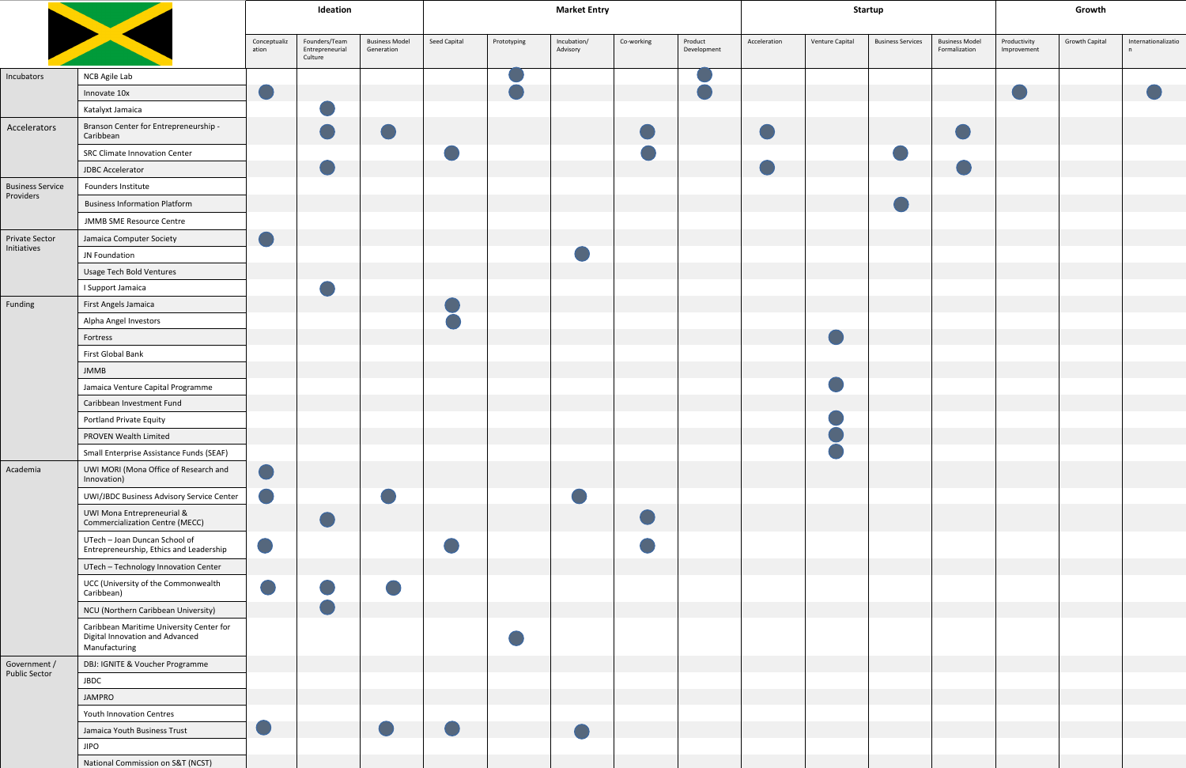| | | Ideation | | | Market Entry | | | | | Startup | | | | Growth | | |
|---|---|---|---|---|---|---|---|---|---|---|---|---|---|---|---|---|
| | | Conceptualization | Founders/Team Entrepreneurial Culture | Business Model Generation | Seed Capital | Prototyping | Incubation/ Advisory | Co-working | Product Development | Acceleration | Venture Capital | Business Services | Business Model Formalization | Productivity Improvement | Growth Capital | Internationalization |
| Incubators | NCB Agile Lab | | | | | ● | | | ● | | | | | | | |
| | Innovate 10x | ● | | | | ● | | | ● | | | | | ● | | ● |
| | Katalyxt Jamaica | | ● | | | | | | | | | | | | | |
| Accelerators | Branson Center for Entrepreneurship - Caribbean | | ● | ● | | | | ● | | ● | | | ● | | | |
| | SRC Climate Innovation Center | | | | ● | | | ● | | | | ● | | | | |
| | JDBC Accelerator | | ● | | | | | | | ● | | | ● | | | |
| Business Service Providers | Founders Institute | | | | | | | | | | | | | | | |
| | Business Information Platform | | | | | | | | | | | ● | | | | |
| | JMMB SME Resource Centre | | | | | | | | | | | | | | | |
| Private Sector Initiatives | Jamaica Computer Society | ● | | | | | | | | | | | | | | |
| | JN Foundation | | | | | | ● | | | | | | | | | |
| | Usage Tech Bold Ventures | | | | | | | | | | | | | | | |
| | I Support Jamaica | | ● | | | | | | | | | | | | | |
| Funding | First Angels Jamaica | | | | ● | | | | | | | | | | | |
| | Alpha Angel Investors | | | | ● | | | | | | | | | | | |
| | Fortress | | | | | | | | | | ● | | | | | |
| | First Global Bank | | | | | | | | | | | | | | | |
| | JMMB | | | | | | | | | | | | | | | |
| | Jamaica Venture Capital Programme | | | | | | | | | | ● | | | | | |
| | Caribbean Investment Fund | | | | | | | | | | | | | | | |
| | Portland Private Equity | | | | | | | | | | ● | | | | | |
| | PROVEN Wealth Limited | | | | | | | | | | ● | | | | | |
| | Small Enterprise Assistance Funds (SEAF) | | | | | | | | | | ● | | | | | |
| Academia | UWI MORI (Mona Office of Research and Innovation) | ● | | | | | | | | | | | | | | |
| | UWI/JBDC Business Advisory Service Center | ● | | ● | | | ● | | | | | | | | | |
| | UWI Mona Entrepreneurial & Commercialization Centre (MECC) | | ● | | | | | ● | | | | | | | | |
| | UTech – Joan Duncan School of Entrepreneurship, Ethics and Leadership | ● | | | ● | | | ● | | | | | | | | |
| | UTech – Technology Innovation Center | | | | | | | | | | | | | | | |
| | UCC (University of the Commonwealth Caribbean) | ● | ● | ● | | | | | | | | | | | | |
| | NCU (Northern Caribbean University) | | ● | | | | | | | | | | | | | |
| | Caribbean Maritime University Center for Digital Innovation and Advanced Manufacturing | | | | | ● | | | | | | | | | | |
| Government / Public Sector | DBJ: IGNITE & Voucher Programme | | | | | | | | | | | | | | | |
| | JBDC | | | | | | | | | | | | | | | |
| | JAMPRO | | | | | | | | | | | | | | | |
| | Youth Innovation Centres | | | | | | | | | | | | | | | |
| | Jamaica Youth Business Trust | ● | | ● | ● | | ● | | | | | | | | | |
| | JIPO | | | | | | | | | | | | | | | |
| | National Commission on S&T (NCST) | | | | | | | | | | | | | | | |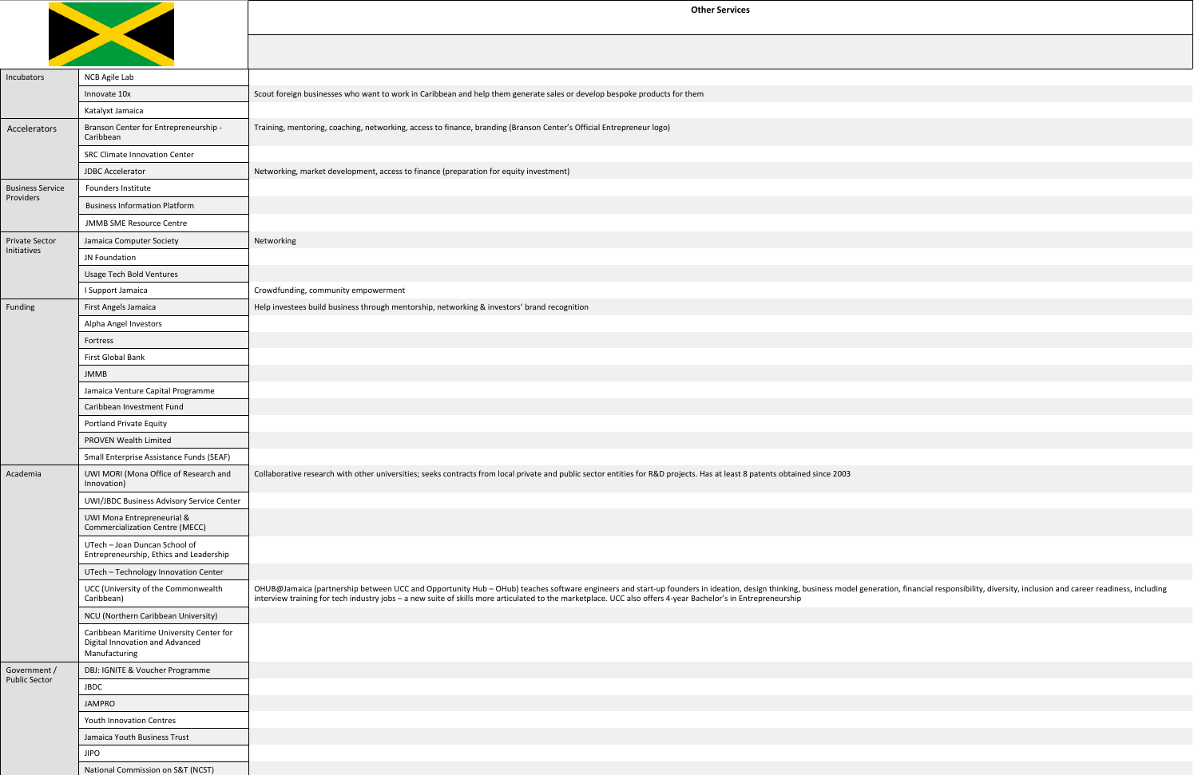| | | Other Services |
|---|---|---|
| Incubators | NCB Agile Lab | |
| | Innovate 10x | Scout foreign businesses who want to work in Caribbean and help them generate sales or develop bespoke products for them |
| | Katalyxt Jamaica | |
| Accelerators | Branson Center for Entrepreneurship - Caribbean | Training, mentoring, coaching, networking, access to finance, branding (Branson Center's Official Entrepreneur logo) |
| | SRC Climate Innovation Center | |
| | JBDC Accelerator | Networking, market development, access to finance (preparation for equity investment) |
| Business Service Providers | Founders Institute | |
| | Business Information Platform | |
| | JMMB SME Resource Centre | |
| Private Sector Initiatives | Jamaica Computer Society | Networking |
| | JN Foundation | |
| | Usage Tech Bold Ventures | |
| | I Support Jamaica | Crowdfunding, community empowerment |
| Funding | First Angels Jamaica | Help investees build business through mentorship, networking & investors' brand recognition |
| | Alpha Angel Investors | |
| | Fortress | |
| | First Global Bank | |
| | JMMB | |
| | Jamaica Venture Capital Programme | |
| | Caribbean Investment Fund | |
| | Portland Private Equity | |
| | PROVEN Wealth Limited | |
| | Small Enterprise Assistance Funds (SEAF) | |
| Academia | UWI MORI (Mona Office of Research and Innovation) | Collaborative research with other universities; seeks contracts from local private and public sector entities for R&D projects. Has at least 8 patents obtained since 2003 |
| | UWI/JBDC Business Advisory Service Center | |
| | UWI Mona Entrepreneurial & Commercialization Centre (MECC) | |
| | UTech – Joan Duncan School of Entrepreneurship, Ethics and Leadership | |
| | UTech – Technology Innovation Center | |
| | UCC (University of the Commonwealth Caribbean) | OHUB@Jamaica (partnership between UCC and Opportunity Hub – OHub) teaches software engineers and start-up founders in ideation, design thinking, business model generation, financial responsibility, diversity, inclusion and career readiness, including interview training for tech industry jobs – a new suite of skills more articulated to the marketplace. UCC also offers 4-year Bachelor's in Entrepreneurship |
| | NCU (Northern Caribbean University) | |
| | Caribbean Maritime University Center for Digital Innovation and Advanced Manufacturing | |
| Government / Public Sector | DBJ: IGNITE & Voucher Programme | |
| | JBDC | |
| | JAMPRO | |
| | Youth Innovation Centres | |
| | Jamaica Youth Business Trust | |
| | JIPO | |
| | National Commission on S&T (NCST) | |